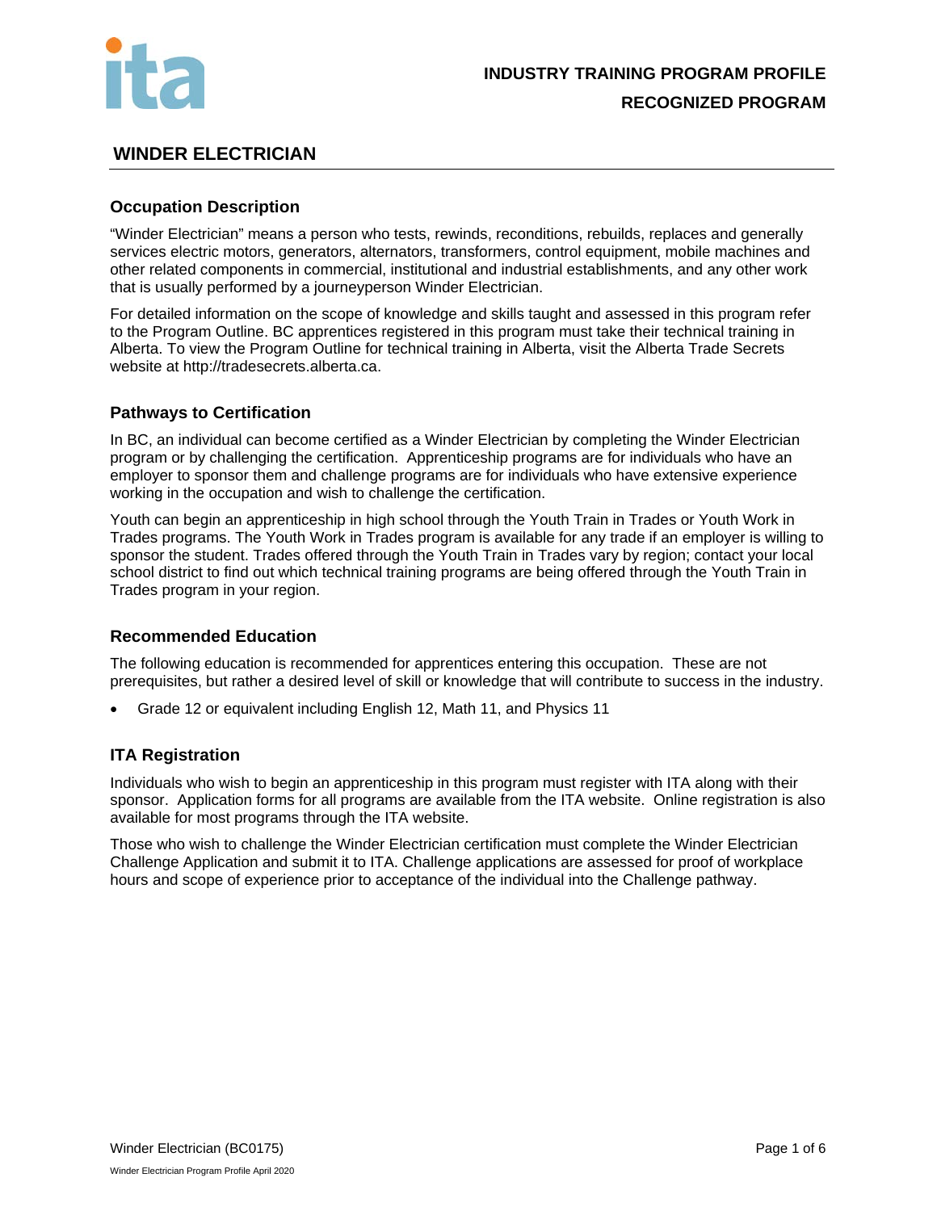**INDUSTRY TRAINING PROGRAM PROFILE**

**RECOGNIZED PROGRAM**

# WINDER ELECTRICIAN

## Occupation Description

"Winder Electrician" means a person who tests, rewinds, reconditions, rebuilds, replaces and generally services electric motors, generators, alternators, transformers, control equipment, mobile machines and other related components in commercial, institutional and industrial establishments, and any other work that is usually performed by a journeyperson Winder Electrician.

For detailed information on the scope of knowledge and skills taught and assessed in this program refer to the Program Outline. BC apprentices registered in this program must take their technical training in Alberta. To view the Program Outline for technical training in Alberta, visit the Alberta Trade Secrets website at http://tradesecrets.alberta.ca.

## Pathways to Certification

In BC, an individual can become certified as a Winder Electrician by completing the Winder Electrician program or by challenging the certification. Apprenticeship programs are for individuals who have an employer to sponsor them and challenge programs are for individuals who have extensive experience working in the occupation and wish to challenge the certification.

Youth can begin an apprenticeship in high school through the Youth Train in Trades or Youth Work in Trades programs. The Youth Work in Trades program is available for any trade if an employer is willing to sponsor the student. Trades offered through the Youth Train in Trades vary by region; contact your local school district to find out which technical training programs are being offered through the Youth Train in Trades program in your region.

## Recommended Education

The following education is recommended for apprentices entering this occupation. These are not prerequisites, but rather a desired level of skill or knowledge that will contribute to success in the industry.

- Grade 12 or equivalent including English 12, Math 11, and Physics 11

## ITA Registration

Individuals who wish to begin an apprenticeship in this program must register with ITA along with their sponsor. Application forms for all programs are available from the ITA website. Online registration is also available for most programs through the ITA website.

Those who wish to challenge the Winder Electrician certification must complete the Winder Electrician Challenge Application and submit it to ITA. Challenge applications are assessed for proof of workplace hours and scope of experience prior to acceptance of the individual into the Challenge pathway.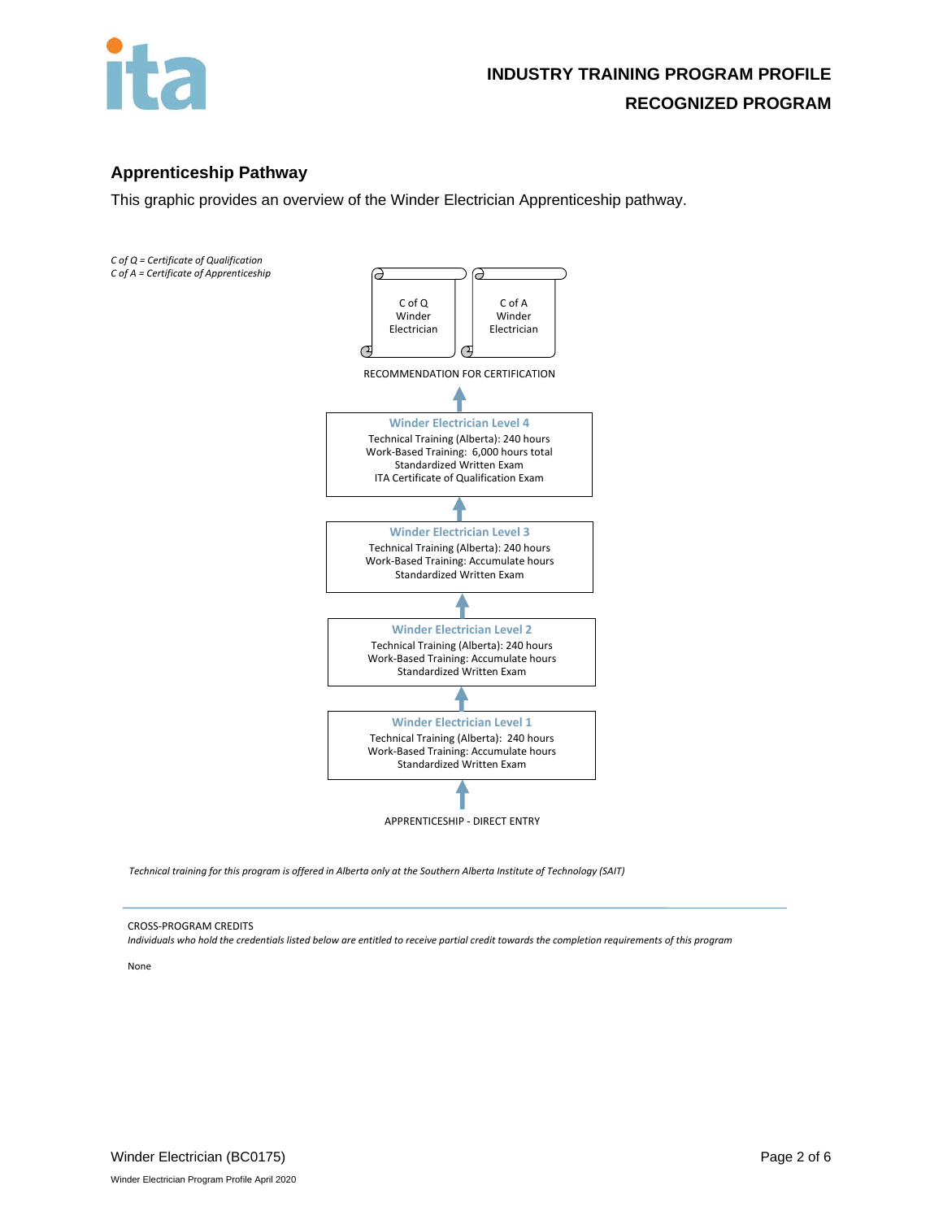## Apprenticeship Pathway

This graphic provides an overview of the Winder Electrician Apprenticeship pathway.

*C of Q = Certificate of Qualification*
*C of A = Certificate of Apprenticeship*

C of Q Winder Electrician

C of A Winder Electrician

RECOMMENDATION FOR CERTIFICATION

↑

**Winder Electrician Level 4**
Technical Training (Alberta): 240 hours
Work-Based Training: 6,000 hours total
Standardized Written Exam
ITA Certificate of Qualification Exam

↑

**Winder Electrician Level 3**
Technical Training (Alberta): 240 hours
Work-Based Training: Accumulate hours
Standardized Written Exam

↑

**Winder Electrician Level 2**
Technical Training (Alberta): 240 hours
Work-Based Training: Accumulate hours
Standardized Written Exam

↑

**Winder Electrician Level 1**
Technical Training (Alberta): 240 hours
Work-Based Training: Accumulate hours
Standardized Written Exam

↑

APPRENTICESHIP - DIRECT ENTRY

*Technical training for this program is offered in Alberta only at the Southern Alberta Institute of Technology (SAIT)*

---

CROSS-PROGRAM CREDITS

*Individuals who hold the credentials listed below are entitled to receive partial credit towards the completion requirements of this program*

None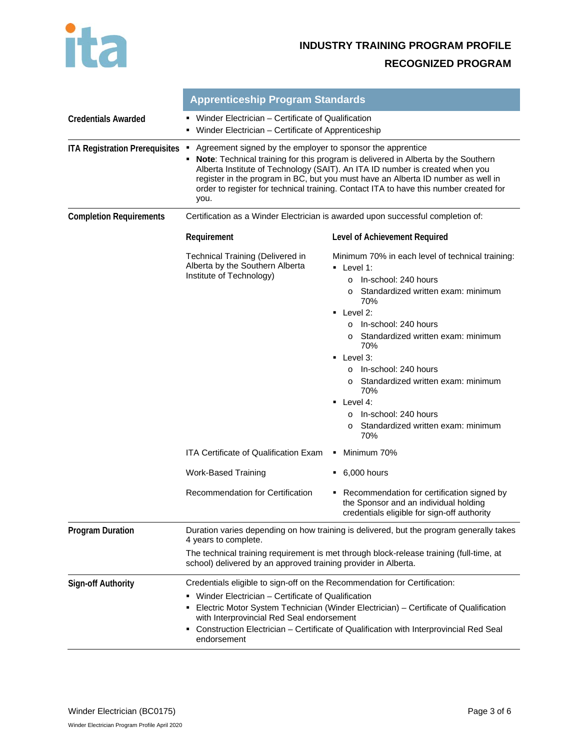**INDUSTRY TRAINING PROGRAM PROFILE**

**RECOGNIZED PROGRAM**

## Apprenticeship Program Standards

**Credentials Awarded**

- Winder Electrician – Certificate of Qualification
- Winder Electrician – Certificate of Apprenticeship

**ITA Registration Prerequisites**

- Agreement signed by the employer to sponsor the apprentice
- **Note**: Technical training for this program is delivered in Alberta by the Southern Alberta Institute of Technology (SAIT). An ITA ID number is created when you register in the program in BC, but you must have an Alberta ID number as well in order to register for technical training. Contact ITA to have this number created for you.

**Completion Requirements**

Certification as a Winder Electrician is awarded upon successful completion of:

| Requirement | Level of Achievement Required |
|---|---|
| Technical Training (Delivered in Alberta by the Southern Alberta Institute of Technology) | Minimum 70% in each level of technical training:<br>▪ Level 1:<br>  o In-school: 240 hours<br>  o Standardized written exam: minimum 70%<br>▪ Level 2:<br>  o In-school: 240 hours<br>  o Standardized written exam: minimum 70%<br>▪ Level 3:<br>  o In-school: 240 hours<br>  o Standardized written exam: minimum 70%<br>▪ Level 4:<br>  o In-school: 240 hours<br>  o Standardized written exam: minimum 70% |
| ITA Certificate of Qualification Exam | ▪ Minimum 70% |
| Work-Based Training | ▪ 6,000 hours |
| Recommendation for Certification | ▪ Recommendation for certification signed by the Sponsor and an individual holding credentials eligible for sign-off authority |

**Program Duration**

Duration varies depending on how training is delivered, but the program generally takes 4 years to complete.

The technical training requirement is met through block-release training (full-time, at school) delivered by an approved training provider in Alberta.

**Sign-off Authority**

Credentials eligible to sign-off on the Recommendation for Certification:

- Winder Electrician – Certificate of Qualification
- Electric Motor System Technician (Winder Electrician) – Certificate of Qualification with Interprovincial Red Seal endorsement
- Construction Electrician – Certificate of Qualification with Interprovincial Red Seal endorsement

Winder Electrician (BC0175)

Winder Electrician Program Profile April 2020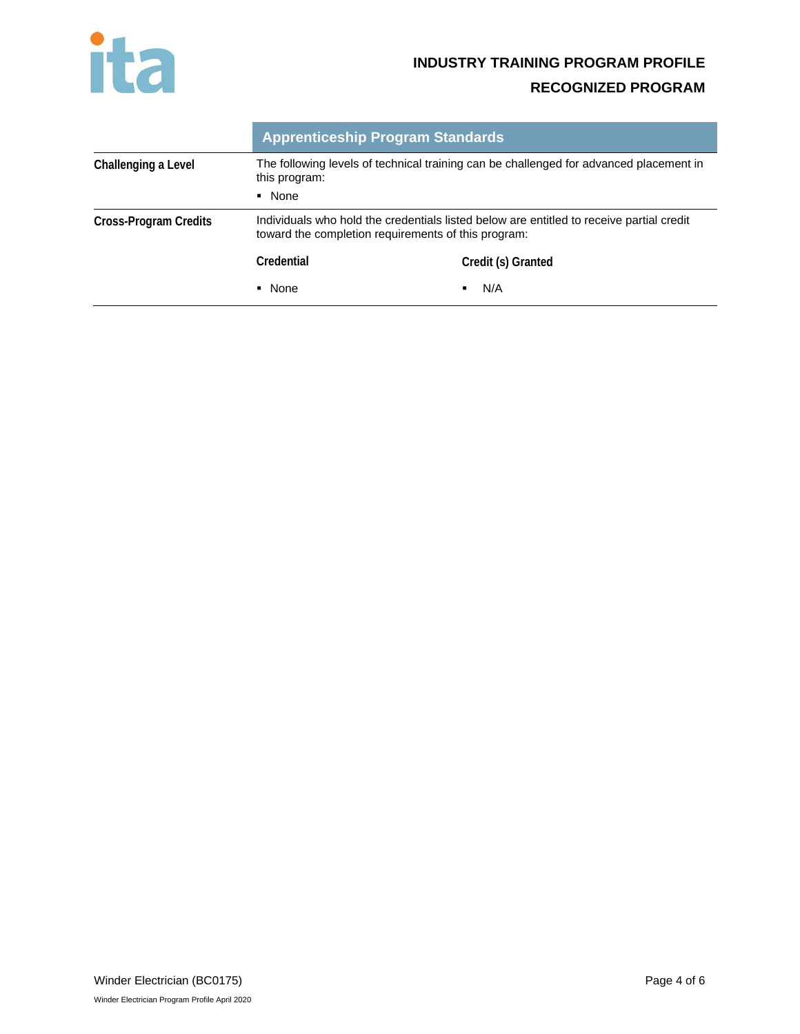**INDUSTRY TRAINING PROGRAM PROFILE**

**RECOGNIZED PROGRAM**

## Apprenticeship Program Standards

| | |
|---|---|
| **Challenging a Level** | The following levels of technical training can be challenged for advanced placement in this program:<br>▪ None |
| **Cross-Program Credits** | Individuals who hold the credentials listed below are entitled to receive partial credit toward the completion requirements of this program: |

| Credential | Credit (s) Granted |
|---|---|
| ▪ None | ▪ N/A |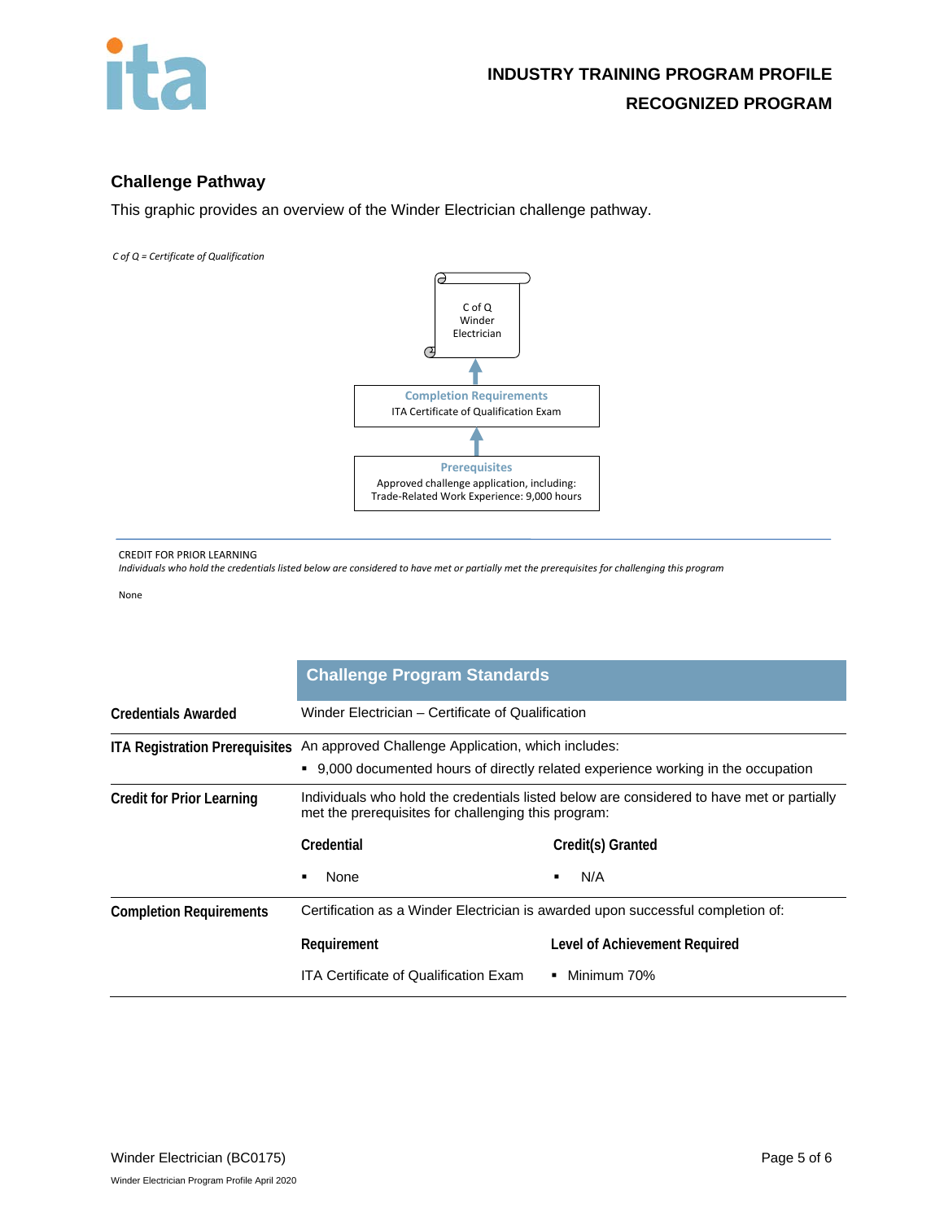## Challenge Pathway

This graphic provides an overview of the Winder Electrician challenge pathway.

*C of Q = Certificate of Qualification*

C of Q
Winder
Electrician

↑

**Completion Requirements**
ITA Certificate of Qualification Exam

↑

**Prerequisites**
Approved challenge application, including:
Trade-Related Work Experience: 9,000 hours

---

CREDIT FOR PRIOR LEARNING

*Individuals who hold the credentials listed below are considered to have met or partially met the prerequisites for challenging this program*

None

| | **Challenge Program Standards** | |
|---|---|---|
| **Credentials Awarded** | Winder Electrician – Certificate of Qualification | |
| **ITA Registration Prerequisites** | An approved Challenge Application, which includes:<br>▪ 9,000 documented hours of directly related experience working in the occupation | |
| **Credit for Prior Learning** | Individuals who hold the credentials listed below are considered to have met or partially met the prerequisites for challenging this program: | |
| | **Credential** | **Credit(s) Granted** |
| | ▪ None | ▪ N/A |
| **Completion Requirements** | Certification as a Winder Electrician is awarded upon successful completion of: | |
| | **Requirement** | **Level of Achievement Required** |
| | ITA Certificate of Qualification Exam | ▪ Minimum 70% |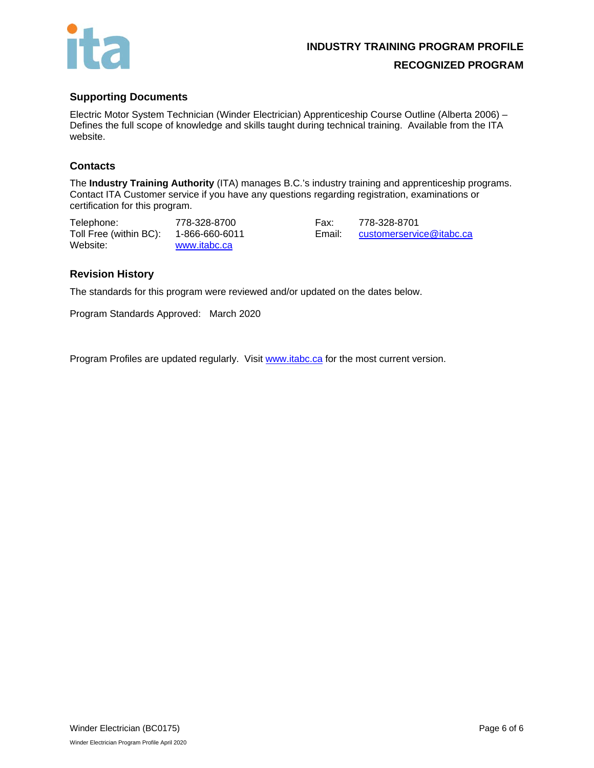## Supporting Documents

Electric Motor System Technician (Winder Electrician) Apprenticeship Course Outline (Alberta 2006) – Defines the full scope of knowledge and skills taught during technical training. Available from the ITA website.

## Contacts

The **Industry Training Authority** (ITA) manages B.C.'s industry training and apprenticeship programs. Contact ITA Customer service if you have any questions regarding registration, examinations or certification for this program.

| | | | |
|---|---|---|---|
| Telephone: | 778-328-8700 | Fax: | 778-328-8701 |
| Toll Free (within BC): | 1-866-660-6011 | Email: | customerservice@itabc.ca |
| Website: | www.itabc.ca | | |

## Revision History

The standards for this program were reviewed and/or updated on the dates below.

Program Standards Approved: March 2020

Program Profiles are updated regularly. Visit www.itabc.ca for the most current version.